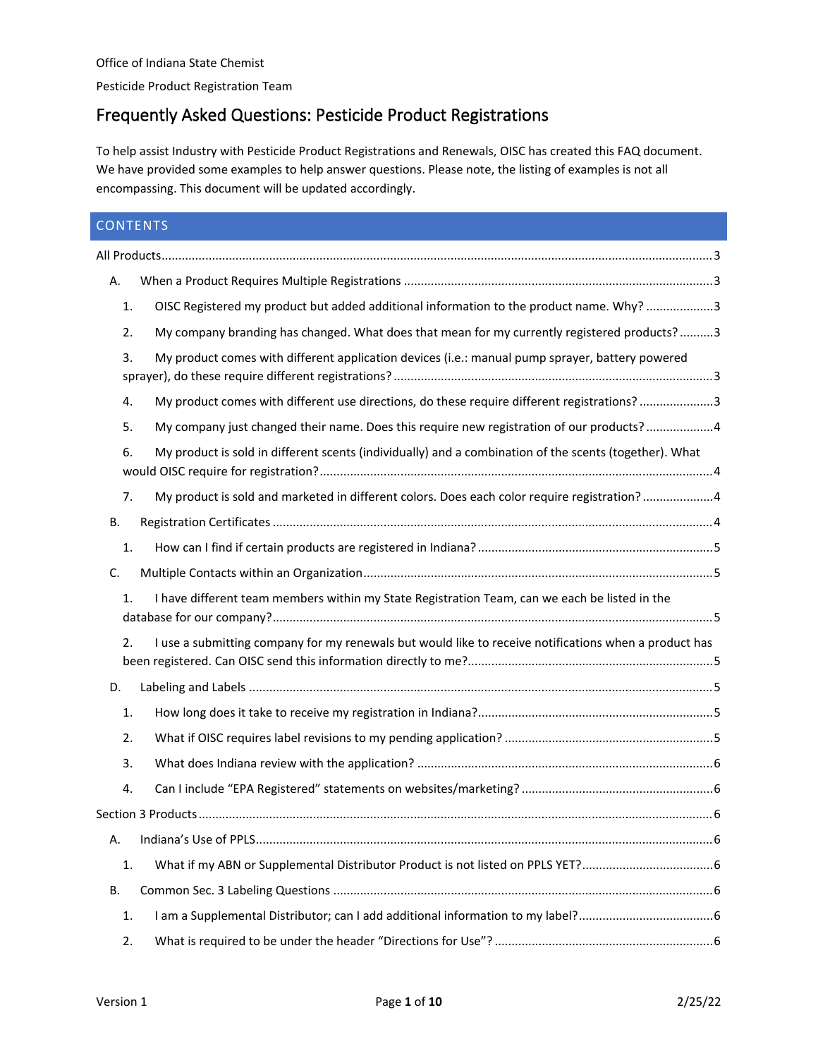Office of Indiana State Chemist

Pesticide Product Registration Team

# Frequently Asked Questions: Pesticide Product Registrations

To help assist Industry with Pesticide Product Registrations and Renewals, OISC has created this FAQ document. We have provided some examples to help answer questions. Please note, the listing of examples is not all encompassing. This document will be updated accordingly.

## CONTENTS

All Products ..... 3

- A. When a Product Requires Multiple Registrations ..... 3
  1. OISC Registered my product but added additional information to the product name. Why? ..... 3
  2. My company branding has changed. What does that mean for my currently registered products? ..... 3
  3. My product comes with different application devices (i.e.: manual pump sprayer, battery powered sprayer), do these require different registrations? ..... 3
  4. My product comes with different use directions, do these require different registrations? ..... 3
  5. My company just changed their name. Does this require new registration of our products? ..... 4
  6. My product is sold in different scents (individually) and a combination of the scents (together). What would OISC require for registration? ..... 4
  7. My product is sold and marketed in different colors. Does each color require registration? ..... 4
- B. Registration Certificates ..... 4
  1. How can I find if certain products are registered in Indiana? ..... 5
- C. Multiple Contacts within an Organization ..... 5
  1. I have different team members within my State Registration Team, can we each be listed in the database for our company? ..... 5
  2. I use a submitting company for my renewals but would like to receive notifications when a product has been registered. Can OISC send this information directly to me? ..... 5
- D. Labeling and Labels ..... 5
  1. How long does it take to receive my registration in Indiana? ..... 5
  2. What if OISC requires label revisions to my pending application? ..... 5
  3. What does Indiana review with the application? ..... 6
  4. Can I include "EPA Registered" statements on websites/marketing? ..... 6

Section 3 Products ..... 6

- A. Indiana's Use of PPLS ..... 6
  1. What if my ABN or Supplemental Distributor Product is not listed on PPLS YET? ..... 6
- B. Common Sec. 3 Labeling Questions ..... 6
  1. I am a Supplemental Distributor; can I add additional information to my label? ..... 6
  2. What is required to be under the header "Directions for Use"? ..... 6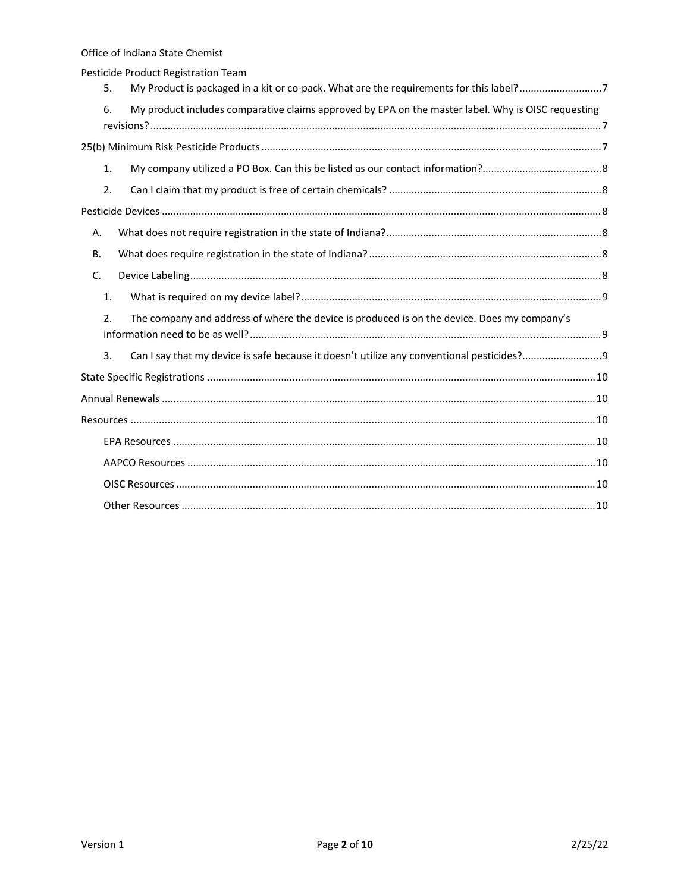5. My Product is packaged in a kit or co-pack. What are the requirements for this label? ............................ 7

6. My product includes comparative claims approved by EPA on the master label. Why is OISC requesting revisions? ............................ 7

25(b) Minimum Risk Pesticide Products ............................ 7

1. My company utilized a PO Box. Can this be listed as our contact information? ............................ 8

2. Can I claim that my product is free of certain chemicals? ............................ 8

Pesticide Devices ............................ 8

A. What does not require registration in the state of Indiana? ............................ 8

B. What does require registration in the state of Indiana? ............................ 8

C. Device Labeling ............................ 8

1. What is required on my device label? ............................ 9

2. The company and address of where the device is produced is on the device. Does my company's information need to be as well? ............................ 9

3. Can I say that my device is safe because it doesn't utilize any conventional pesticides? ............................ 9

State Specific Registrations ............................ 10

Annual Renewals ............................ 10

Resources ............................ 10

EPA Resources ............................ 10

AAPCO Resources ............................ 10

OISC Resources ............................ 10

Other Resources ............................ 10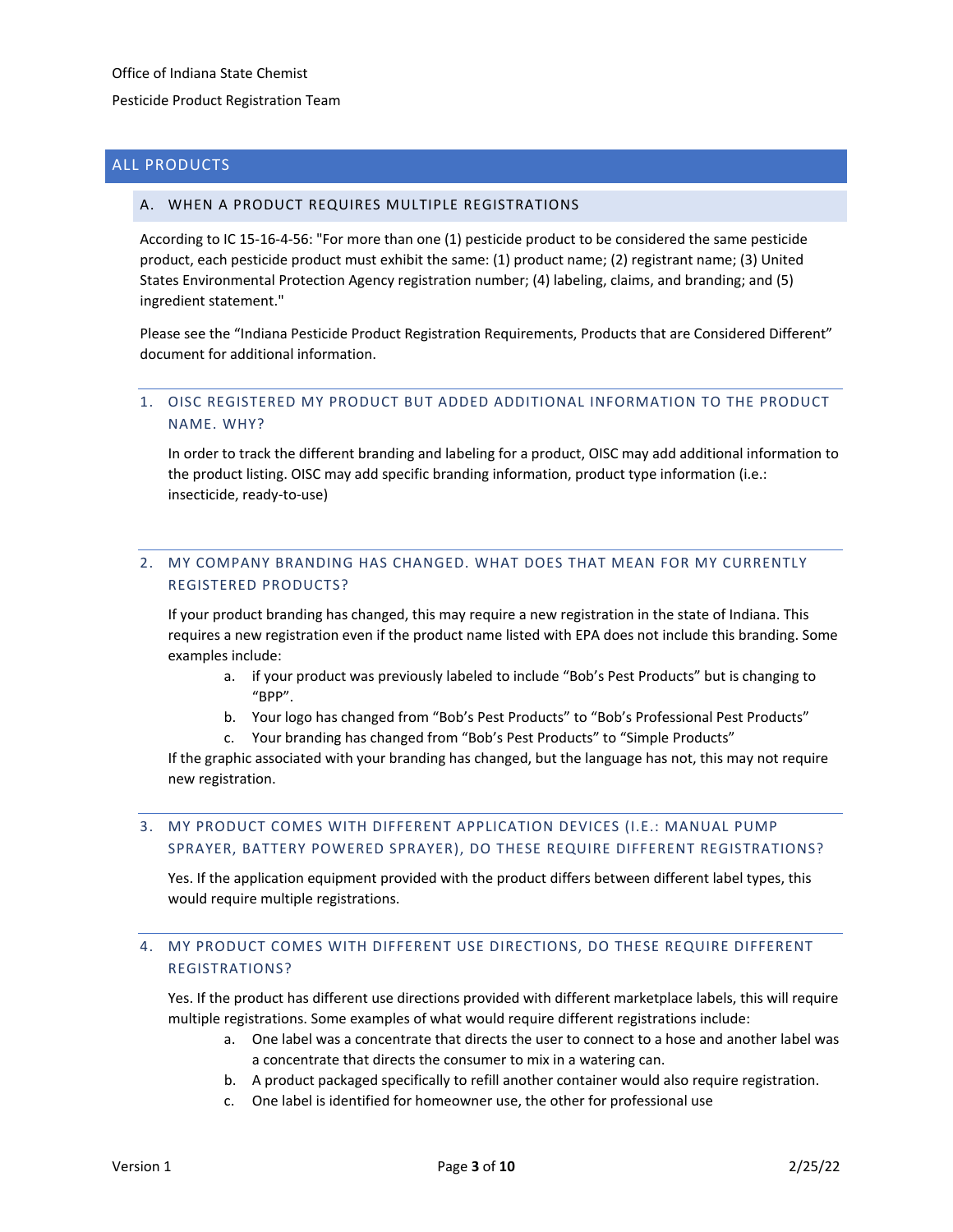## ALL PRODUCTS

### A. WHEN A PRODUCT REQUIRES MULTIPLE REGISTRATIONS

According to IC 15-16-4-56: "For more than one (1) pesticide product to be considered the same pesticide product, each pesticide product must exhibit the same: (1) product name; (2) registrant name; (3) United States Environmental Protection Agency registration number; (4) labeling, claims, and branding; and (5) ingredient statement."

Please see the "Indiana Pesticide Product Registration Requirements, Products that are Considered Different" document for additional information.

#### 1. OISC REGISTERED MY PRODUCT BUT ADDED ADDITIONAL INFORMATION TO THE PRODUCT NAME. WHY?

In order to track the different branding and labeling for a product, OISC may add additional information to the product listing. OISC may add specific branding information, product type information (i.e.: insecticide, ready-to-use)

#### 2. MY COMPANY BRANDING HAS CHANGED. WHAT DOES THAT MEAN FOR MY CURRENTLY REGISTERED PRODUCTS?

If your product branding has changed, this may require a new registration in the state of Indiana. This requires a new registration even if the product name listed with EPA does not include this branding. Some examples include:

a. if your product was previously labeled to include "Bob's Pest Products" but is changing to "BPP".
b. Your logo has changed from "Bob's Pest Products" to "Bob's Professional Pest Products"
c. Your branding has changed from "Bob's Pest Products" to "Simple Products"

If the graphic associated with your branding has changed, but the language has not, this may not require new registration.

#### 3. MY PRODUCT COMES WITH DIFFERENT APPLICATION DEVICES (I.E.: MANUAL PUMP SPRAYER, BATTERY POWERED SPRAYER), DO THESE REQUIRE DIFFERENT REGISTRATIONS?

Yes. If the application equipment provided with the product differs between different label types, this would require multiple registrations.

#### 4. MY PRODUCT COMES WITH DIFFERENT USE DIRECTIONS, DO THESE REQUIRE DIFFERENT REGISTRATIONS?

Yes. If the product has different use directions provided with different marketplace labels, this will require multiple registrations. Some examples of what would require different registrations include:

a. One label was a concentrate that directs the user to connect to a hose and another label was a concentrate that directs the consumer to mix in a watering can.
b. A product packaged specifically to refill another container would also require registration.
c. One label is identified for homeowner use, the other for professional use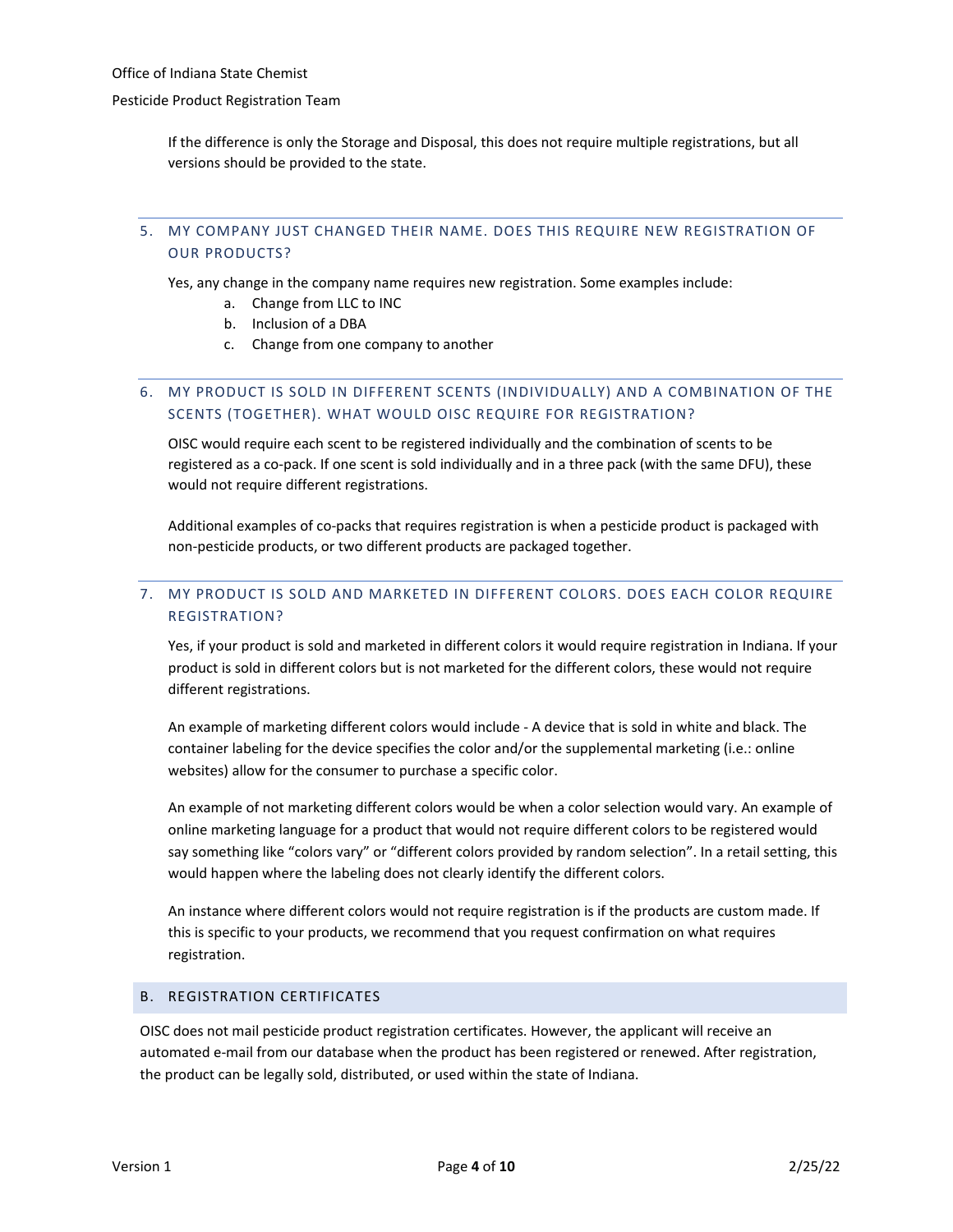If the difference is only the Storage and Disposal, this does not require multiple registrations, but all versions should be provided to the state.

### 5. MY COMPANY JUST CHANGED THEIR NAME. DOES THIS REQUIRE NEW REGISTRATION OF OUR PRODUCTS?

Yes, any change in the company name requires new registration. Some examples include:

a. Change from LLC to INC
b. Inclusion of a DBA
c. Change from one company to another

### 6. MY PRODUCT IS SOLD IN DIFFERENT SCENTS (INDIVIDUALLY) AND A COMBINATION OF THE SCENTS (TOGETHER). WHAT WOULD OISC REQUIRE FOR REGISTRATION?

OISC would require each scent to be registered individually and the combination of scents to be registered as a co-pack. If one scent is sold individually and in a three pack (with the same DFU), these would not require different registrations.

Additional examples of co-packs that requires registration is when a pesticide product is packaged with non-pesticide products, or two different products are packaged together.

### 7. MY PRODUCT IS SOLD AND MARKETED IN DIFFERENT COLORS. DOES EACH COLOR REQUIRE REGISTRATION?

Yes, if your product is sold and marketed in different colors it would require registration in Indiana. If your product is sold in different colors but is not marketed for the different colors, these would not require different registrations.

An example of marketing different colors would include - A device that is sold in white and black. The container labeling for the device specifies the color and/or the supplemental marketing (i.e.: online websites) allow for the consumer to purchase a specific color.

An example of not marketing different colors would be when a color selection would vary. An example of online marketing language for a product that would not require different colors to be registered would say something like "colors vary" or "different colors provided by random selection". In a retail setting, this would happen where the labeling does not clearly identify the different colors.

An instance where different colors would not require registration is if the products are custom made. If this is specific to your products, we recommend that you request confirmation on what requires registration.

## B. REGISTRATION CERTIFICATES

OISC does not mail pesticide product registration certificates. However, the applicant will receive an automated e-mail from our database when the product has been registered or renewed. After registration, the product can be legally sold, distributed, or used within the state of Indiana.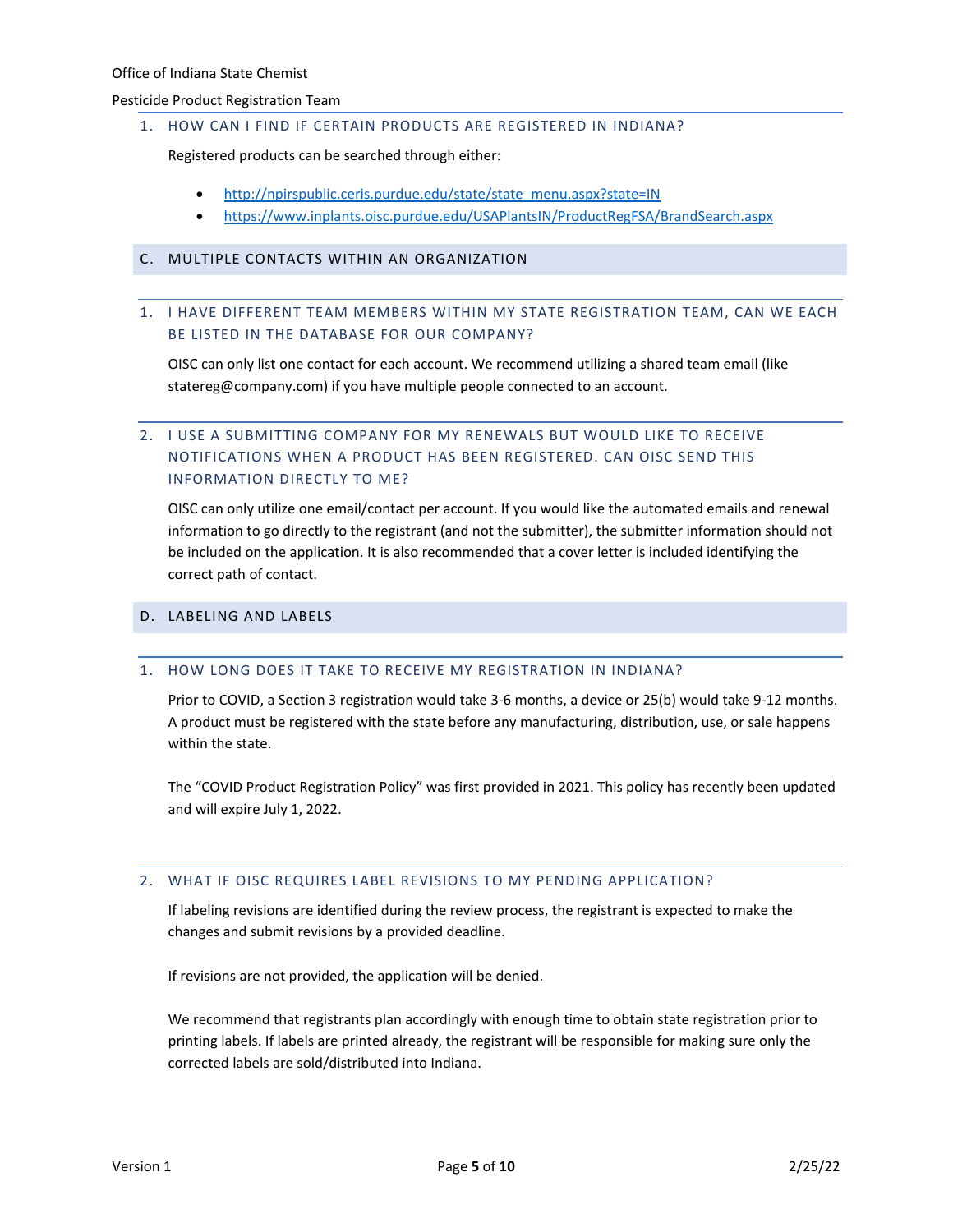### 1. HOW CAN I FIND IF CERTAIN PRODUCTS ARE REGISTERED IN INDIANA?

Registered products can be searched through either:

- http://npirspublic.ceris.purdue.edu/state/state_menu.aspx?state=IN
- https://www.inplants.oisc.purdue.edu/USAPlantsIN/ProductRegFSA/BrandSearch.aspx

## C. MULTIPLE CONTACTS WITHIN AN ORGANIZATION

### 1. I HAVE DIFFERENT TEAM MEMBERS WITHIN MY STATE REGISTRATION TEAM, CAN WE EACH BE LISTED IN THE DATABASE FOR OUR COMPANY?

OISC can only list one contact for each account. We recommend utilizing a shared team email (like statereg@company.com) if you have multiple people connected to an account.

### 2. I USE A SUBMITTING COMPANY FOR MY RENEWALS BUT WOULD LIKE TO RECEIVE NOTIFICATIONS WHEN A PRODUCT HAS BEEN REGISTERED. CAN OISC SEND THIS INFORMATION DIRECTLY TO ME?

OISC can only utilize one email/contact per account. If you would like the automated emails and renewal information to go directly to the registrant (and not the submitter), the submitter information should not be included on the application. It is also recommended that a cover letter is included identifying the correct path of contact.

## D. LABELING AND LABELS

### 1. HOW LONG DOES IT TAKE TO RECEIVE MY REGISTRATION IN INDIANA?

Prior to COVID, a Section 3 registration would take 3-6 months, a device or 25(b) would take 9-12 months. A product must be registered with the state before any manufacturing, distribution, use, or sale happens within the state.

The "COVID Product Registration Policy" was first provided in 2021. This policy has recently been updated and will expire July 1, 2022.

### 2. WHAT IF OISC REQUIRES LABEL REVISIONS TO MY PENDING APPLICATION?

If labeling revisions are identified during the review process, the registrant is expected to make the changes and submit revisions by a provided deadline.

If revisions are not provided, the application will be denied.

We recommend that registrants plan accordingly with enough time to obtain state registration prior to printing labels. If labels are printed already, the registrant will be responsible for making sure only the corrected labels are sold/distributed into Indiana.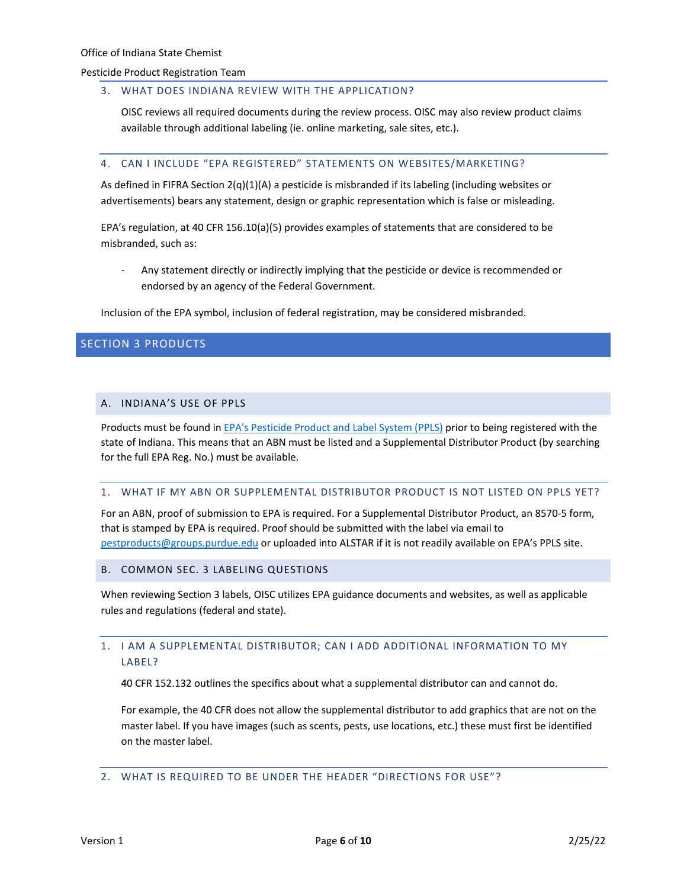### 3. WHAT DOES INDIANA REVIEW WITH THE APPLICATION?

OISC reviews all required documents during the review process. OISC may also review product claims available through additional labeling (ie. online marketing, sale sites, etc.).

### 4. CAN I INCLUDE "EPA REGISTERED" STATEMENTS ON WEBSITES/MARKETING?

As defined in FIFRA Section 2(q)(1)(A) a pesticide is misbranded if its labeling (including websites or advertisements) bears any statement, design or graphic representation which is false or misleading.

EPA's regulation, at 40 CFR 156.10(a)(5) provides examples of statements that are considered to be misbranded, such as:

- Any statement directly or indirectly implying that the pesticide or device is recommended or endorsed by an agency of the Federal Government.

Inclusion of the EPA symbol, inclusion of federal registration, may be considered misbranded.

# SECTION 3 PRODUCTS

## A. INDIANA'S USE OF PPLS

Products must be found in [EPA's Pesticide Product and Label System (PPLS)]() prior to being registered with the state of Indiana. This means that an ABN must be listed and a Supplemental Distributor Product (by searching for the full EPA Reg. No.) must be available.

### 1. WHAT IF MY ABN OR SUPPLEMENTAL DISTRIBUTOR PRODUCT IS NOT LISTED ON PPLS YET?

For an ABN, proof of submission to EPA is required. For a Supplemental Distributor Product, an 8570-5 form, that is stamped by EPA is required. Proof should be submitted with the label via email to pestproducts@groups.purdue.edu or uploaded into ALSTAR if it is not readily available on EPA's PPLS site.

## B. COMMON SEC. 3 LABELING QUESTIONS

When reviewing Section 3 labels, OISC utilizes EPA guidance documents and websites, as well as applicable rules and regulations (federal and state).

### 1. I AM A SUPPLEMENTAL DISTRIBUTOR; CAN I ADD ADDITIONAL INFORMATION TO MY LABEL?

40 CFR 152.132 outlines the specifics about what a supplemental distributor can and cannot do.

For example, the 40 CFR does not allow the supplemental distributor to add graphics that are not on the master label. If you have images (such as scents, pests, use locations, etc.) these must first be identified on the master label.

### 2. WHAT IS REQUIRED TO BE UNDER THE HEADER "DIRECTIONS FOR USE"?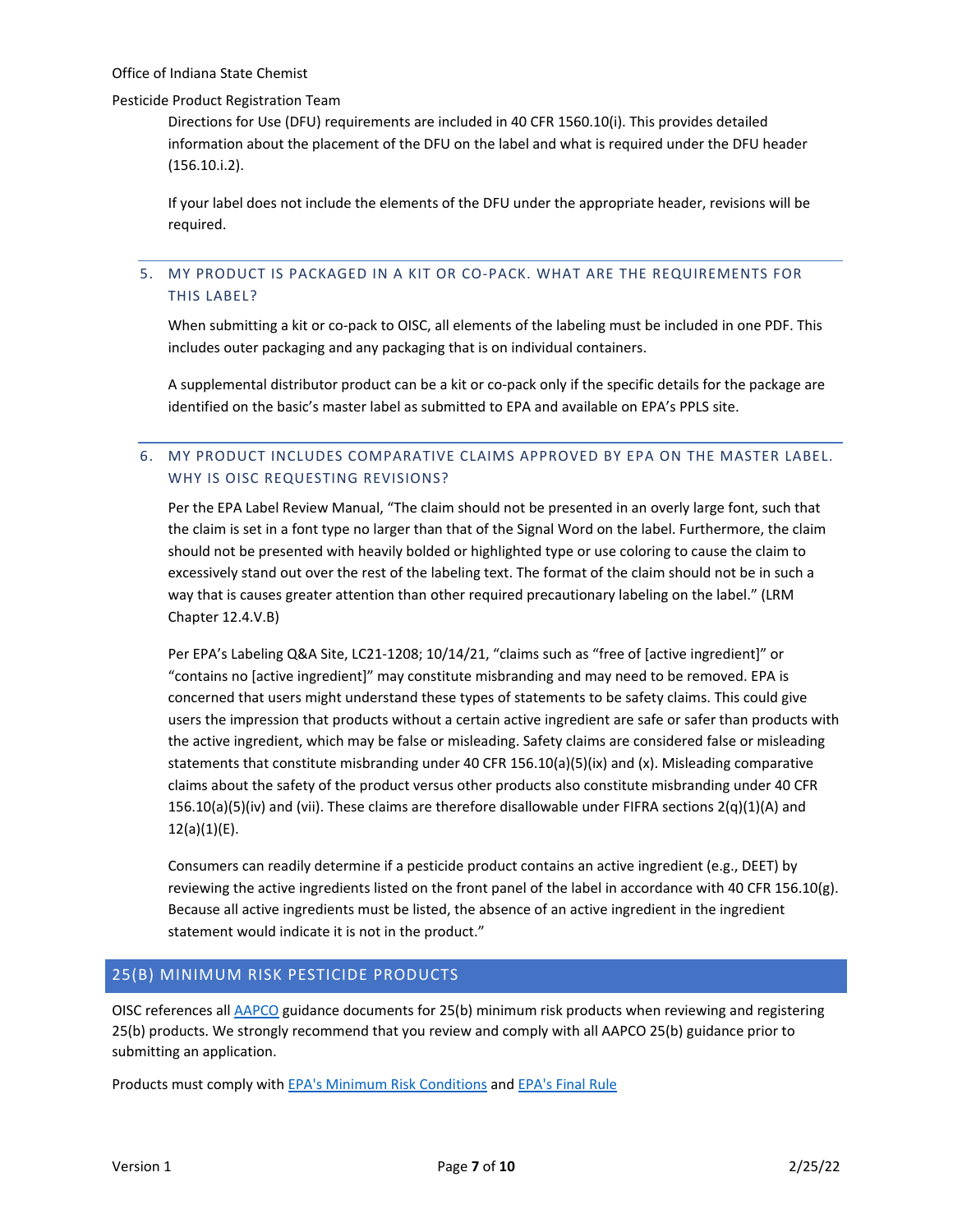Directions for Use (DFU) requirements are included in 40 CFR 1560.10(i). This provides detailed information about the placement of the DFU on the label and what is required under the DFU header (156.10.i.2).

If your label does not include the elements of the DFU under the appropriate header, revisions will be required.

### 5. MY PRODUCT IS PACKAGED IN A KIT OR CO-PACK. WHAT ARE THE REQUIREMENTS FOR THIS LABEL?

When submitting a kit or co-pack to OISC, all elements of the labeling must be included in one PDF. This includes outer packaging and any packaging that is on individual containers.

A supplemental distributor product can be a kit or co-pack only if the specific details for the package are identified on the basic's master label as submitted to EPA and available on EPA's PPLS site.

### 6. MY PRODUCT INCLUDES COMPARATIVE CLAIMS APPROVED BY EPA ON THE MASTER LABEL. WHY IS OISC REQUESTING REVISIONS?

Per the EPA Label Review Manual, "The claim should not be presented in an overly large font, such that the claim is set in a font type no larger than that of the Signal Word on the label. Furthermore, the claim should not be presented with heavily bolded or highlighted type or use coloring to cause the claim to excessively stand out over the rest of the labeling text. The format of the claim should not be in such a way that is causes greater attention than other required precautionary labeling on the label." (LRM Chapter 12.4.V.B)

Per EPA's Labeling Q&A Site, LC21-1208; 10/14/21, "claims such as "free of [active ingredient]" or "contains no [active ingredient]" may constitute misbranding and may need to be removed. EPA is concerned that users might understand these types of statements to be safety claims. This could give users the impression that products without a certain active ingredient are safe or safer than products with the active ingredient, which may be false or misleading. Safety claims are considered false or misleading statements that constitute misbranding under 40 CFR 156.10(a)(5)(ix) and (x). Misleading comparative claims about the safety of the product versus other products also constitute misbranding under 40 CFR 156.10(a)(5)(iv) and (vii). These claims are therefore disallowable under FIFRA sections 2(q)(1)(A) and 12(a)(1)(E).

Consumers can readily determine if a pesticide product contains an active ingredient (e.g., DEET) by reviewing the active ingredients listed on the front panel of the label in accordance with 40 CFR 156.10(g). Because all active ingredients must be listed, the absence of an active ingredient in the ingredient statement would indicate it is not in the product."

## 25(B) MINIMUM RISK PESTICIDE PRODUCTS

OISC references all AAPCO guidance documents for 25(b) minimum risk products when reviewing and registering 25(b) products. We strongly recommend that you review and comply with all AAPCO 25(b) guidance prior to submitting an application.

Products must comply with EPA's Minimum Risk Conditions and EPA's Final Rule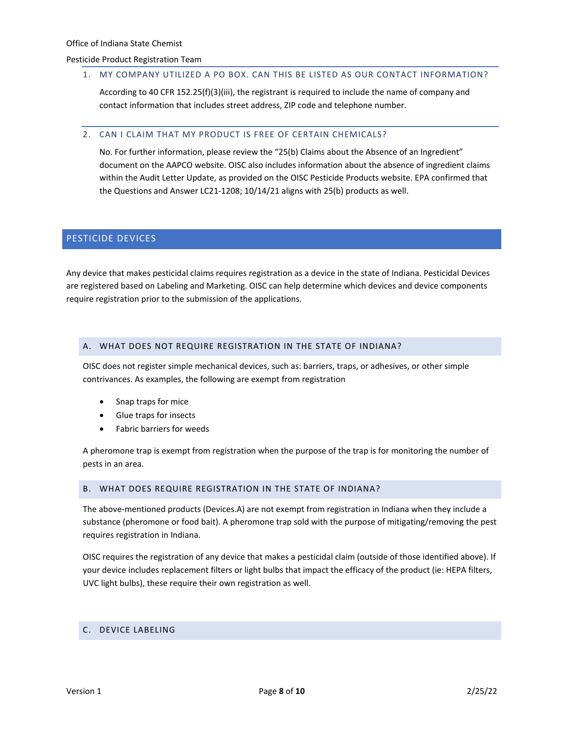### 1. MY COMPANY UTILIZED A PO BOX. CAN THIS BE LISTED AS OUR CONTACT INFORMATION?

According to 40 CFR 152.25(f)(3)(iii), the registrant is required to include the name of company and contact information that includes street address, ZIP code and telephone number.

### 2. CAN I CLAIM THAT MY PRODUCT IS FREE OF CERTAIN CHEMICALS?

No. For further information, please review the "25(b) Claims about the Absence of an Ingredient" document on the AAPCO website. OISC also includes information about the absence of ingredient claims within the Audit Letter Update, as provided on the OISC Pesticide Products website. EPA confirmed that the Questions and Answer LC21-1208; 10/14/21 aligns with 25(b) products as well.

## PESTICIDE DEVICES

Any device that makes pesticidal claims requires registration as a device in the state of Indiana. Pesticidal Devices are registered based on Labeling and Marketing. OISC can help determine which devices and device components require registration prior to the submission of the applications.

### A. WHAT DOES NOT REQUIRE REGISTRATION IN THE STATE OF INDIANA?

OISC does not register simple mechanical devices, such as: barriers, traps, or adhesives, or other simple contrivances. As examples, the following are exempt from registration

- Snap traps for mice
- Glue traps for insects
- Fabric barriers for weeds

A pheromone trap is exempt from registration when the purpose of the trap is for monitoring the number of pests in an area.

### B. WHAT DOES REQUIRE REGISTRATION IN THE STATE OF INDIANA?

The above-mentioned products (Devices.A) are not exempt from registration in Indiana when they include a substance (pheromone or food bait). A pheromone trap sold with the purpose of mitigating/removing the pest requires registration in Indiana.

OISC requires the registration of any device that makes a pesticidal claim (outside of those identified above). If your device includes replacement filters or light bulbs that impact the efficacy of the product (ie: HEPA filters, UVC light bulbs), these require their own registration as well.

### C. DEVICE LABELING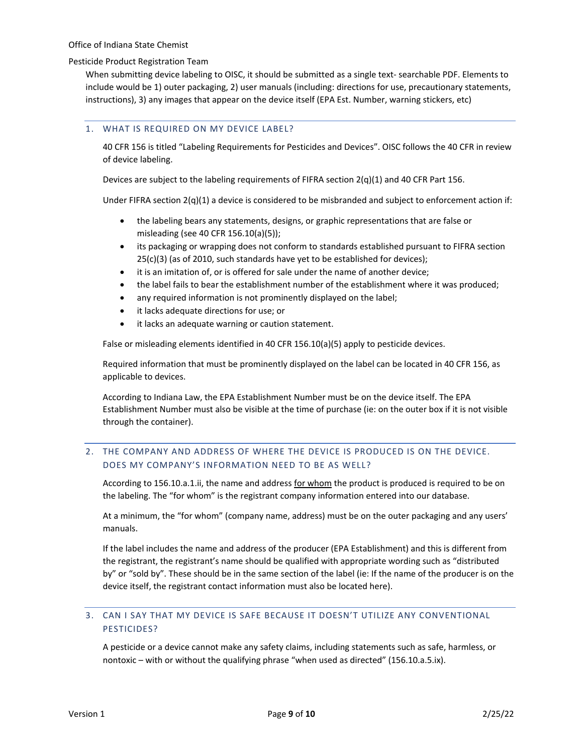When submitting device labeling to OISC, it should be submitted as a single text- searchable PDF. Elements to include would be 1) outer packaging, 2) user manuals (including: directions for use, precautionary statements, instructions), 3) any images that appear on the device itself (EPA Est. Number, warning stickers, etc)

## 1. WHAT IS REQUIRED ON MY DEVICE LABEL?

40 CFR 156 is titled "Labeling Requirements for Pesticides and Devices". OISC follows the 40 CFR in review of device labeling.

Devices are subject to the labeling requirements of FIFRA section 2(q)(1) and 40 CFR Part 156.

Under FIFRA section 2(q)(1) a device is considered to be misbranded and subject to enforcement action if:

- the labeling bears any statements, designs, or graphic representations that are false or misleading (see 40 CFR 156.10(a)(5));
- its packaging or wrapping does not conform to standards established pursuant to FIFRA section 25(c)(3) (as of 2010, such standards have yet to be established for devices);
- it is an imitation of, or is offered for sale under the name of another device;
- the label fails to bear the establishment number of the establishment where it was produced;
- any required information is not prominently displayed on the label;
- it lacks adequate directions for use; or
- it lacks an adequate warning or caution statement.

False or misleading elements identified in 40 CFR 156.10(a)(5) apply to pesticide devices.

Required information that must be prominently displayed on the label can be located in 40 CFR 156, as applicable to devices.

According to Indiana Law, the EPA Establishment Number must be on the device itself. The EPA Establishment Number must also be visible at the time of purchase (ie: on the outer box if it is not visible through the container).

## 2. THE COMPANY AND ADDRESS OF WHERE THE DEVICE IS PRODUCED IS ON THE DEVICE. DOES MY COMPANY'S INFORMATION NEED TO BE AS WELL?

According to 156.10.a.1.ii, the name and address <u>for whom</u> the product is produced is required to be on the labeling. The "for whom" is the registrant company information entered into our database.

At a minimum, the "for whom" (company name, address) must be on the outer packaging and any users' manuals.

If the label includes the name and address of the producer (EPA Establishment) and this is different from the registrant, the registrant's name should be qualified with appropriate wording such as "distributed by" or "sold by". These should be in the same section of the label (ie: If the name of the producer is on the device itself, the registrant contact information must also be located here).

## 3. CAN I SAY THAT MY DEVICE IS SAFE BECAUSE IT DOESN'T UTILIZE ANY CONVENTIONAL PESTICIDES?

A pesticide or a device cannot make any safety claims, including statements such as safe, harmless, or nontoxic – with or without the qualifying phrase "when used as directed" (156.10.a.5.ix).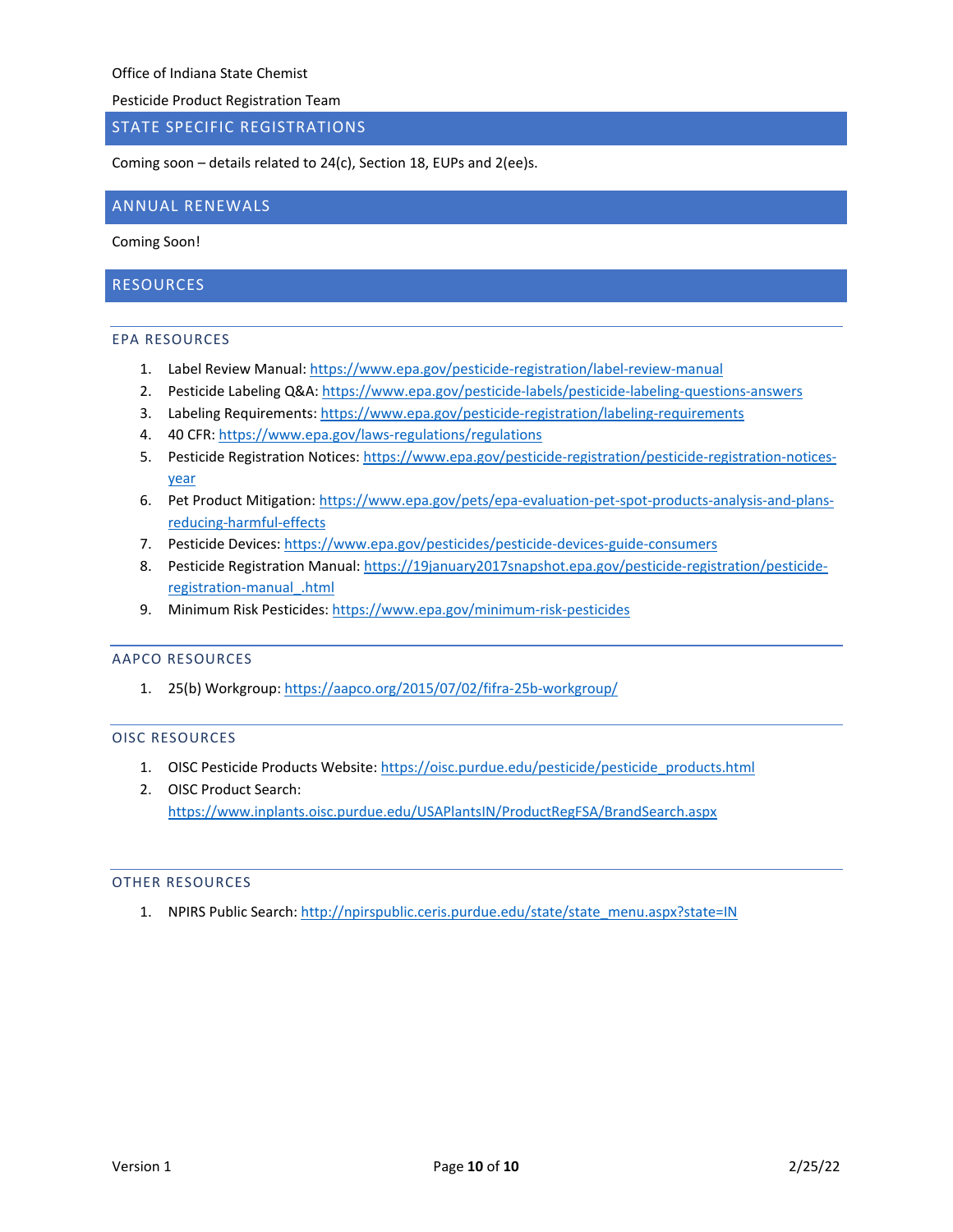Office of Indiana State Chemist

Pesticide Product Registration Team

## STATE SPECIFIC REGISTRATIONS

Coming soon – details related to 24(c), Section 18, EUPs and 2(ee)s.

## ANNUAL RENEWALS

Coming Soon!

## RESOURCES

### EPA RESOURCES

1. Label Review Manual: https://www.epa.gov/pesticide-registration/label-review-manual
2. Pesticide Labeling Q&A: https://www.epa.gov/pesticide-labels/pesticide-labeling-questions-answers
3. Labeling Requirements: https://www.epa.gov/pesticide-registration/labeling-requirements
4. 40 CFR: https://www.epa.gov/laws-regulations/regulations
5. Pesticide Registration Notices: https://www.epa.gov/pesticide-registration/pesticide-registration-notices-year
6. Pet Product Mitigation: https://www.epa.gov/pets/epa-evaluation-pet-spot-products-analysis-and-plans-reducing-harmful-effects
7. Pesticide Devices: https://www.epa.gov/pesticides/pesticide-devices-guide-consumers
8. Pesticide Registration Manual: https://19january2017snapshot.epa.gov/pesticide-registration/pesticide-registration-manual_.html
9. Minimum Risk Pesticides: https://www.epa.gov/minimum-risk-pesticides

### AAPCO RESOURCES

1. 25(b) Workgroup: https://aapco.org/2015/07/02/fifra-25b-workgroup/

### OISC RESOURCES

1. OISC Pesticide Products Website: https://oisc.purdue.edu/pesticide/pesticide_products.html
2. OISC Product Search: https://www.inplants.oisc.purdue.edu/USAPlantsIN/ProductRegFSA/BrandSearch.aspx

### OTHER RESOURCES

1. NPIRS Public Search: http://npirspublic.ceris.purdue.edu/state/state_menu.aspx?state=IN